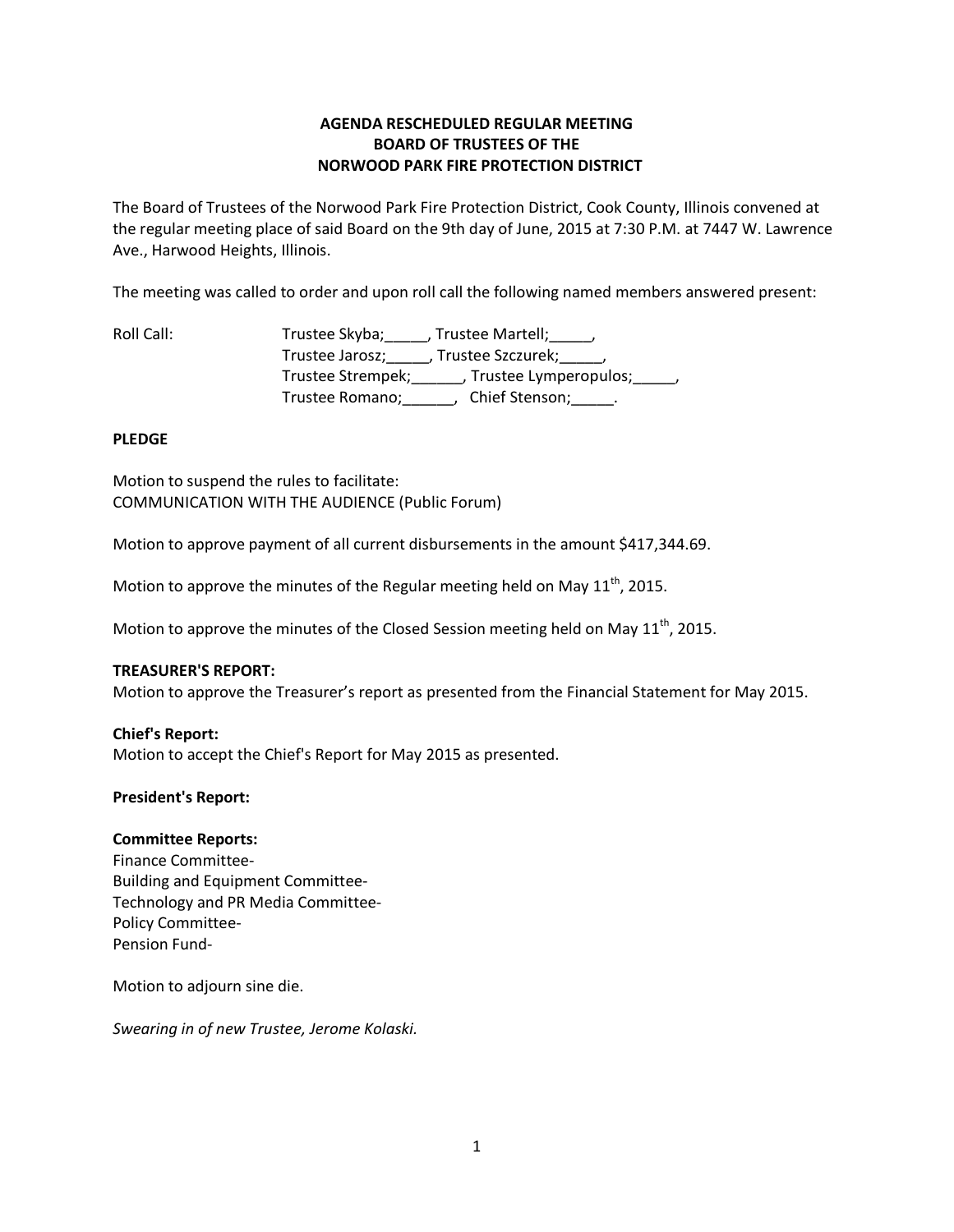**AGENDA RESCHEDULED REGULAR MEETING**
**BOARD OF TRUSTEES OF THE**
**NORWOOD PARK FIRE PROTECTION DISTRICT**

The Board of Trustees of the Norwood Park Fire Protection District, Cook County, Illinois convened at the regular meeting place of said Board on the 9th day of June, 2015 at 7:30 P.M. at 7447 W. Lawrence Ave., Harwood Heights, Illinois.

The meeting was called to order and upon roll call the following named members answered present:

Roll Call: Trustee Skyba;_____, Trustee Martell;_____,
Trustee Jarosz;_____, Trustee Szczurek;_____,
Trustee Strempek;______, Trustee Lymperopulos;_____,
Trustee Romano;______, Chief Stenson;_____.

**PLEDGE**

Motion to suspend the rules to facilitate:
COMMUNICATION WITH THE AUDIENCE (Public Forum)

Motion to approve payment of all current disbursements in the amount $417,344.69.

Motion to approve the minutes of the Regular meeting held on May 11th, 2015.

Motion to approve the minutes of the Closed Session meeting held on May 11th, 2015.

**TREASURER'S REPORT:**
Motion to approve the Treasurer's report as presented from the Financial Statement for May 2015.

**Chief's Report:**
Motion to accept the Chief's Report for May 2015 as presented.

**President's Report:**

**Committee Reports:**
Finance Committee-
Building and Equipment Committee-
Technology and PR Media Committee-
Policy Committee-
Pension Fund-

Motion to adjourn sine die.

*Swearing in of new Trustee, Jerome Kolaski.*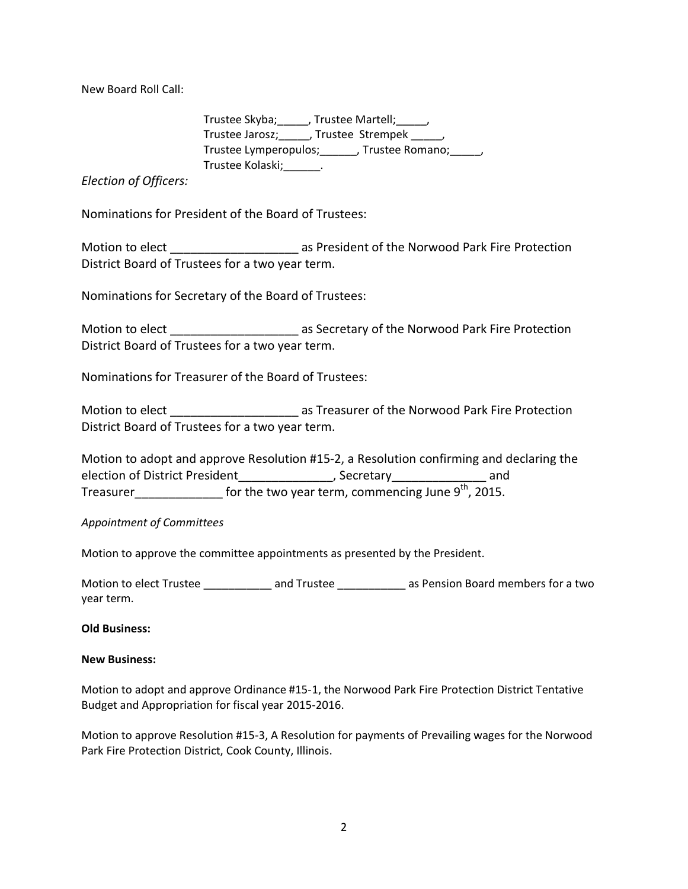New Board Roll Call:

Trustee Skyba;_____, Trustee Martell;_____,
Trustee Jarosz;_____, Trustee Strempek _____,
Trustee Lymperopulos;______, Trustee Romano;_____,
Trustee Kolaski;______.

*Election of Officers:*

Nominations for President of the Board of Trustees:

Motion to elect ___________________ as President of the Norwood Park Fire Protection District Board of Trustees for a two year term.

Nominations for Secretary of the Board of Trustees:

Motion to elect ___________________ as Secretary of the Norwood Park Fire Protection District Board of Trustees for a two year term.

Nominations for Treasurer of the Board of Trustees:

Motion to elect ___________________ as Treasurer of the Norwood Park Fire Protection District Board of Trustees for a two year term.

Motion to adopt and approve Resolution #15-2, a Resolution confirming and declaring the election of District President______________, Secretary______________ and Treasurer_____________ for the two year term, commencing June 9th, 2015.

*Appointment of Committees*

Motion to approve the committee appointments as presented by the President.

Motion to elect Trustee ___________ and Trustee ___________ as Pension Board members for a two year term.

**Old Business:**

**New Business:**

Motion to adopt and approve Ordinance #15-1, the Norwood Park Fire Protection District Tentative Budget and Appropriation for fiscal year 2015-2016.

Motion to approve Resolution #15-3, A Resolution for payments of Prevailing wages for the Norwood Park Fire Protection District, Cook County, Illinois.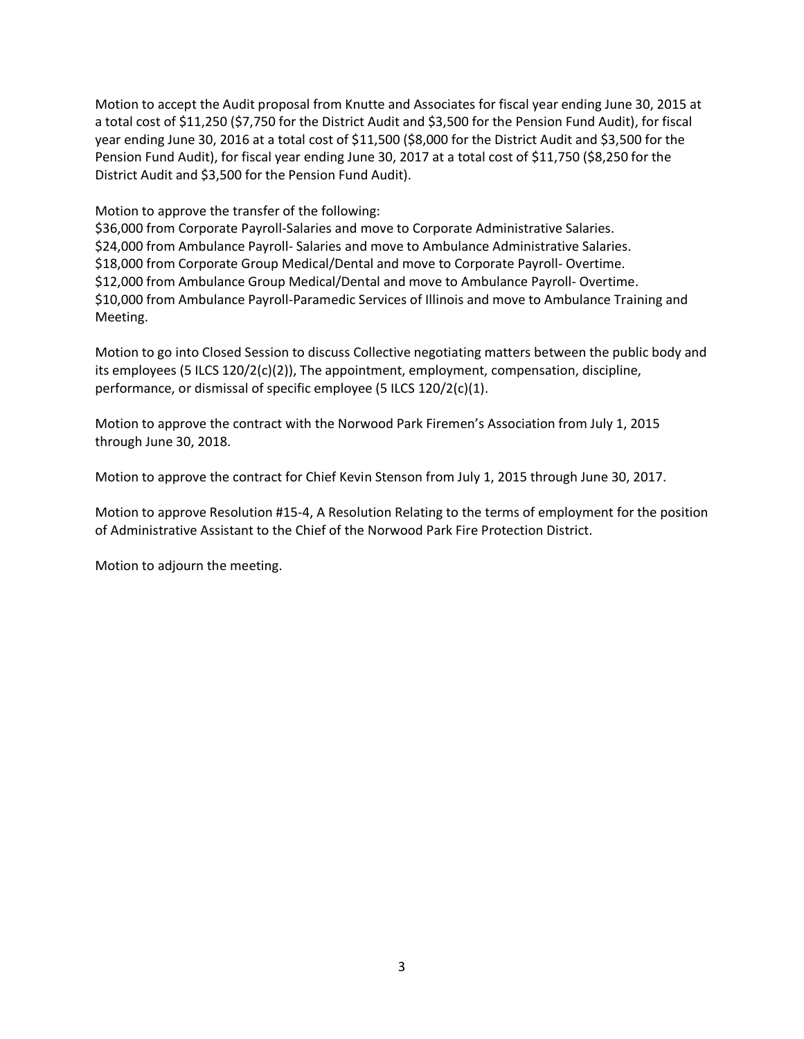Motion to accept the Audit proposal from Knutte and Associates for fiscal year ending June 30, 2015 at a total cost of $11,250 ($7,750 for the District Audit and $3,500 for the Pension Fund Audit), for fiscal year ending June 30, 2016 at a total cost of $11,500 ($8,000 for the District Audit and $3,500 for the Pension Fund Audit), for fiscal year ending June 30, 2017 at a total cost of $11,750 ($8,250 for the District Audit and $3,500 for the Pension Fund Audit).

Motion to approve the transfer of the following:
$36,000 from Corporate Payroll-Salaries and move to Corporate Administrative Salaries.
$24,000 from Ambulance Payroll- Salaries and move to Ambulance Administrative Salaries.
$18,000 from Corporate Group Medical/Dental and move to Corporate Payroll- Overtime.
$12,000 from Ambulance Group Medical/Dental and move to Ambulance Payroll- Overtime.
$10,000 from Ambulance Payroll-Paramedic Services of Illinois and move to Ambulance Training and Meeting.

Motion to go into Closed Session to discuss Collective negotiating matters between the public body and its employees (5 ILCS 120/2(c)(2)), The appointment, employment, compensation, discipline, performance, or dismissal of specific employee (5 ILCS 120/2(c)(1).

Motion to approve the contract with the Norwood Park Firemen's Association from July 1, 2015 through June 30, 2018.

Motion to approve the contract for Chief Kevin Stenson from July 1, 2015 through June 30, 2017.

Motion to approve Resolution #15-4, A Resolution Relating to the terms of employment for the position of Administrative Assistant to the Chief of the Norwood Park Fire Protection District.

Motion to adjourn the meeting.